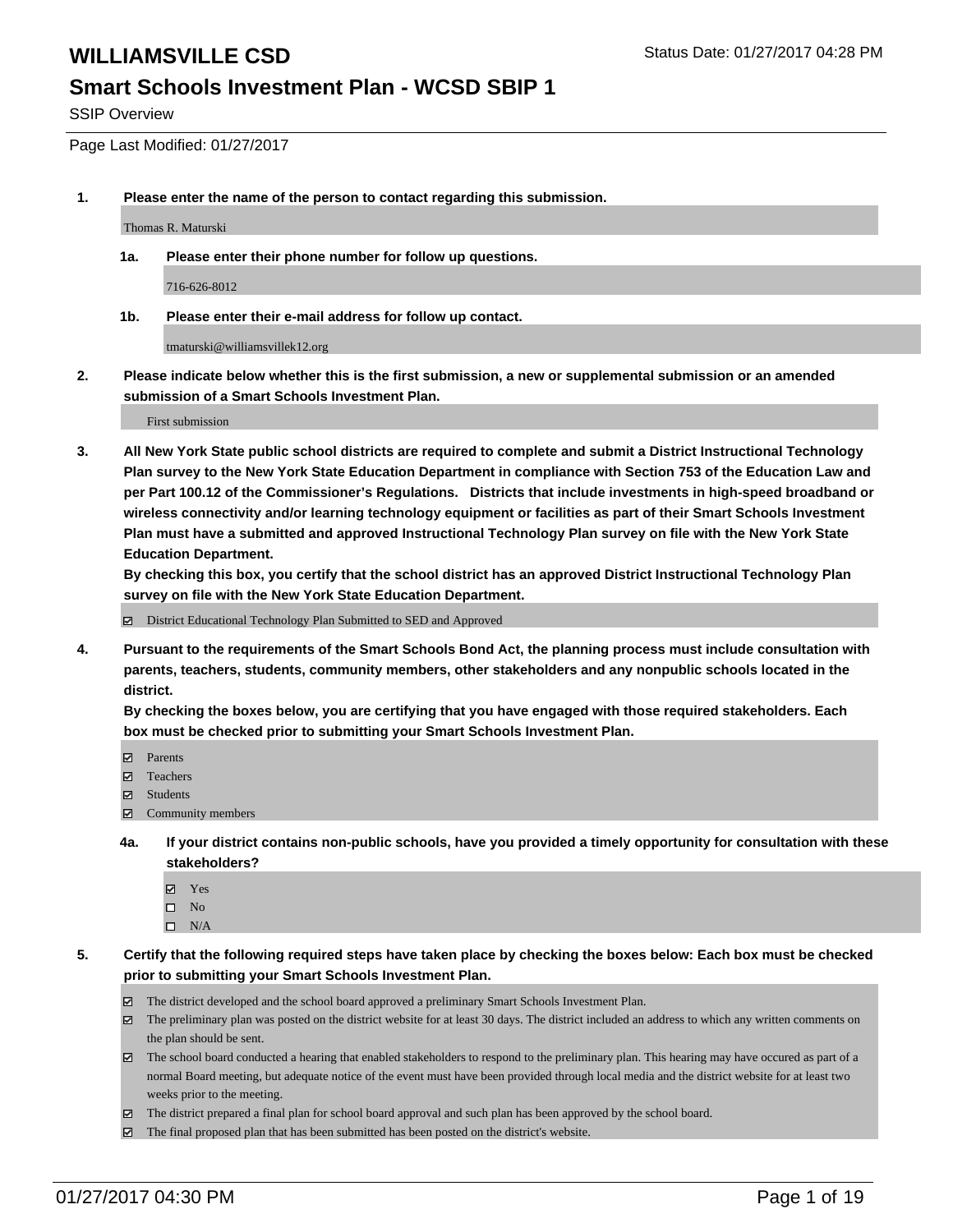# WILLIAMSVILLE CSD

Status Date: 01/27/2017 04:28 PM

## Smart Schools Investment Plan - WCSD SBIP 1

SSIP Overview

Page Last Modified: 01/27/2017

**1. Please enter the name of the person to contact regarding this submission.**

Thomas R. Maturski

**1a. Please enter their phone number for follow up questions.**

716-626-8012

**1b. Please enter their e-mail address for follow up contact.**

tmaturski@williamsvillek12.org

**2. Please indicate below whether this is the first submission, a new or supplemental submission or an amended submission of a Smart Schools Investment Plan.**

First submission

**3. All New York State public school districts are required to complete and submit a District Instructional Technology Plan survey to the New York State Education Department in compliance with Section 753 of the Education Law and per Part 100.12 of the Commissioner's Regulations. Districts that include investments in high-speed broadband or wireless connectivity and/or learning technology equipment or facilities as part of their Smart Schools Investment Plan must have a submitted and approved Instructional Technology Plan survey on file with the New York State Education Department.**
**By checking this box, you certify that the school district has an approved District Instructional Technology Plan survey on file with the New York State Education Department.**

- [x] District Educational Technology Plan Submitted to SED and Approved

**4. Pursuant to the requirements of the Smart Schools Bond Act, the planning process must include consultation with parents, teachers, students, community members, other stakeholders and any nonpublic schools located in the district.**
**By checking the boxes below, you are certifying that you have engaged with those required stakeholders. Each box must be checked prior to submitting your Smart Schools Investment Plan.**

- [x] Parents
- [x] Teachers
- [x] Students
- [x] Community members

**4a. If your district contains non-public schools, have you provided a timely opportunity for consultation with these stakeholders?**

- [x] Yes
- [ ] No
- [ ] N/A

**5. Certify that the following required steps have taken place by checking the boxes below: Each box must be checked prior to submitting your Smart Schools Investment Plan.**

- [x] The district developed and the school board approved a preliminary Smart Schools Investment Plan.
- [x] The preliminary plan was posted on the district website for at least 30 days. The district included an address to which any written comments on the plan should be sent.
- [x] The school board conducted a hearing that enabled stakeholders to respond to the preliminary plan. This hearing may have occured as part of a normal Board meeting, but adequate notice of the event must have been provided through local media and the district website for at least two weeks prior to the meeting.
- [x] The district prepared a final plan for school board approval and such plan has been approved by the school board.
- [x] The final proposed plan that has been submitted has been posted on the district's website.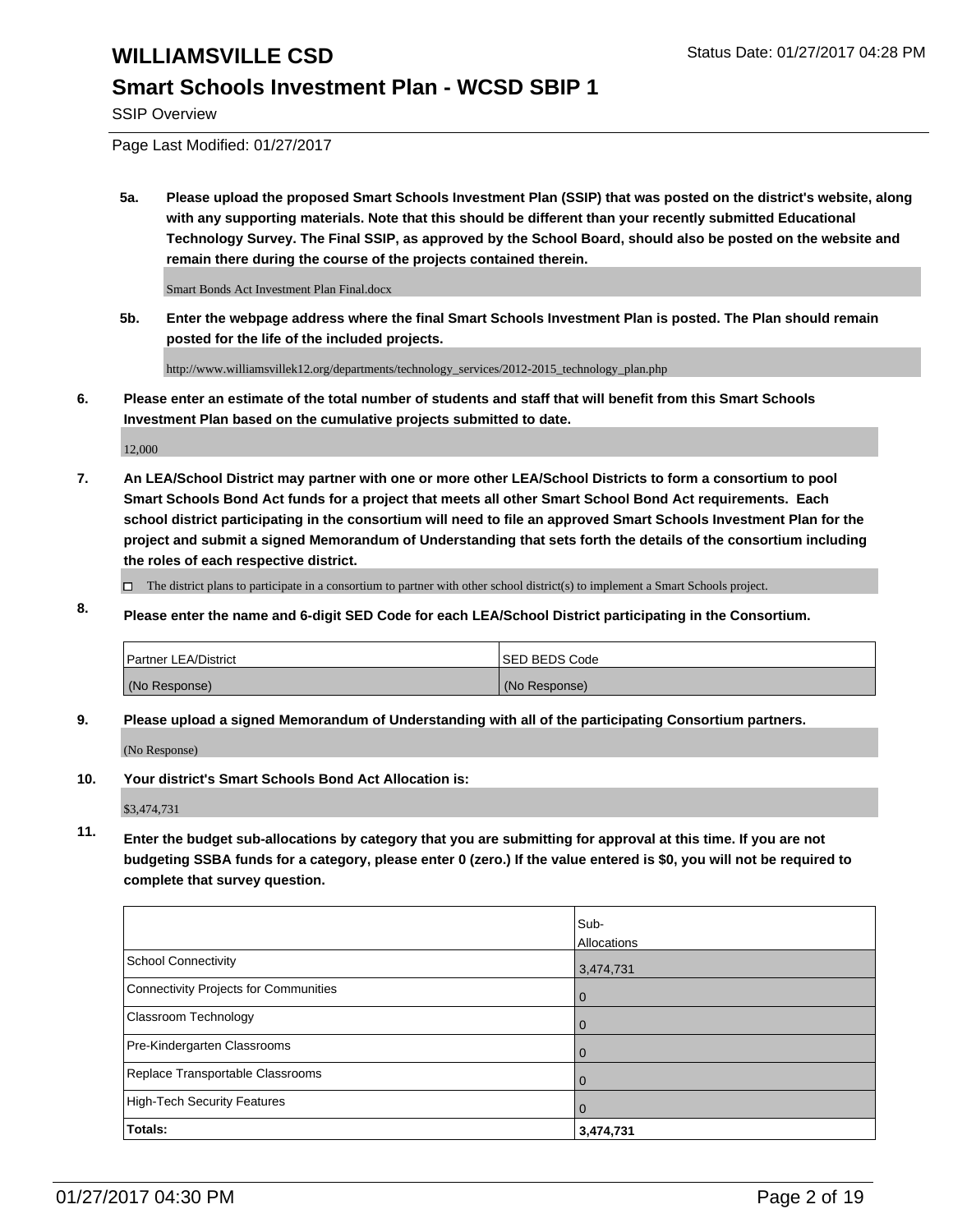**5a. Please upload the proposed Smart Schools Investment Plan (SSIP) that was posted on the district's website, along with any supporting materials. Note that this should be different than your recently submitted Educational Technology Survey. The Final SSIP, as approved by the School Board, should also be posted on the website and remain there during the course of the projects contained therein.**

Smart Bonds Act Investment Plan Final.docx

**5b. Enter the webpage address where the final Smart Schools Investment Plan is posted. The Plan should remain posted for the life of the included projects.**

http://www.williamsvillek12.org/departments/technology_services/2012-2015_technology_plan.php

**6. Please enter an estimate of the total number of students and staff that will benefit from this Smart Schools Investment Plan based on the cumulative projects submitted to date.**

12,000

**7. An LEA/School District may partner with one or more other LEA/School Districts to form a consortium to pool Smart Schools Bond Act funds for a project that meets all other Smart School Bond Act requirements. Each school district participating in the consortium will need to file an approved Smart Schools Investment Plan for the project and submit a signed Memorandum of Understanding that sets forth the details of the consortium including the roles of each respective district.**

☐ The district plans to participate in a consortium to partner with other school district(s) to implement a Smart Schools project.

**8. Please enter the name and 6-digit SED Code for each LEA/School District participating in the Consortium.**

| Partner LEA/District | SED BEDS Code |
|---|---|
| (No Response) | (No Response) |

**9. Please upload a signed Memorandum of Understanding with all of the participating Consortium partners.**

(No Response)

**10. Your district's Smart Schools Bond Act Allocation is:**

$3,474,731

**11. Enter the budget sub-allocations by category that you are submitting for approval at this time. If you are not budgeting SSBA funds for a category, please enter 0 (zero.) If the value entered is $0, you will not be required to complete that survey question.**

| | Sub-Allocations |
|---|---|
| School Connectivity | 3,474,731 |
| Connectivity Projects for Communities | 0 |
| Classroom Technology | 0 |
| Pre-Kindergarten Classrooms | 0 |
| Replace Transportable Classrooms | 0 |
| High-Tech Security Features | 0 |
| **Totals:** | **3,474,731** |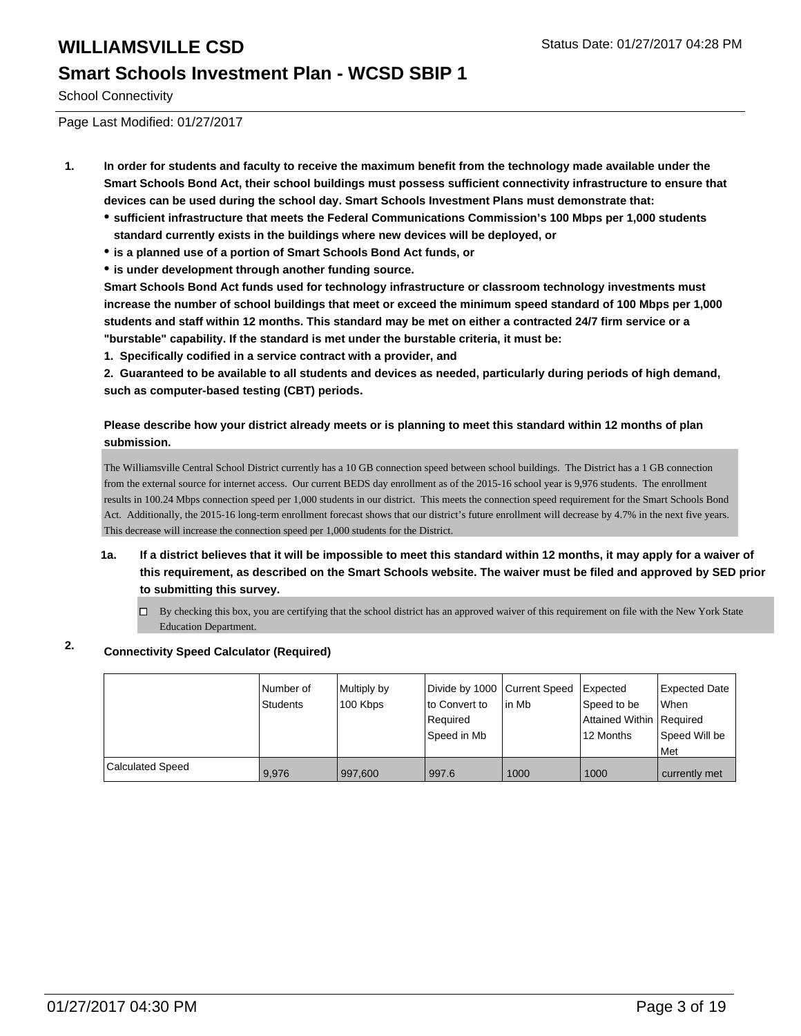# WILLIAMSVILLE CSD

## Smart Schools Investment Plan - WCSD SBIP 1

School Connectivity

Page Last Modified: 01/27/2017

1. **In order for students and faculty to receive the maximum benefit from the technology made available under the Smart Schools Bond Act, their school buildings must possess sufficient connectivity infrastructure to ensure that devices can be used during the school day. Smart Schools Investment Plans must demonstrate that:**
   - **sufficient infrastructure that meets the Federal Communications Commission's 100 Mbps per 1,000 students standard currently exists in the buildings where new devices will be deployed, or**
   - **is a planned use of a portion of Smart Schools Bond Act funds, or**
   - **is under development through another funding source.**

   **Smart Schools Bond Act funds used for technology infrastructure or classroom technology investments must increase the number of school buildings that meet or exceed the minimum speed standard of 100 Mbps per 1,000 students and staff within 12 months. This standard may be met on either a contracted 24/7 firm service or a "burstable" capability. If the standard is met under the burstable criteria, it must be:**

   **1. Specifically codified in a service contract with a provider, and**

   **2. Guaranteed to be available to all students and devices as needed, particularly during periods of high demand, such as computer-based testing (CBT) periods.**

   **Please describe how your district already meets or is planning to meet this standard within 12 months of plan submission.**

   The Williamsville Central School District currently has a 10 GB connection speed between school buildings. The District has a 1 GB connection from the external source for internet access. Our current BEDS day enrollment as of the 2015-16 school year is 9,976 students. The enrollment results in 100.24 Mbps connection speed per 1,000 students in our district. This meets the connection speed requirement for the Smart Schools Bond Act. Additionally, the 2015-16 long-term enrollment forecast shows that our district's future enrollment will decrease by 4.7% in the next five years. This decrease will increase the connection speed per 1,000 students for the District.

   1a. **If a district believes that it will be impossible to meet this standard within 12 months, it may apply for a waiver of this requirement, as described on the Smart Schools website. The waiver must be filed and approved by SED prior to submitting this survey.**

   ☐ By checking this box, you are certifying that the school district has an approved waiver of this requirement on file with the New York State Education Department.

2. **Connectivity Speed Calculator (Required)**

| | Number of Students | Multiply by 100 Kbps | Divide by 1000 to Convert to Required Speed in Mb | Current Speed in Mb | Expected Speed to be Attained Within 12 Months | Expected Date When Required Speed Will be Met |
|---|---|---|---|---|---|---|
| Calculated Speed | 9,976 | 997,600 | 997.6 | 1000 | 1000 | currently met |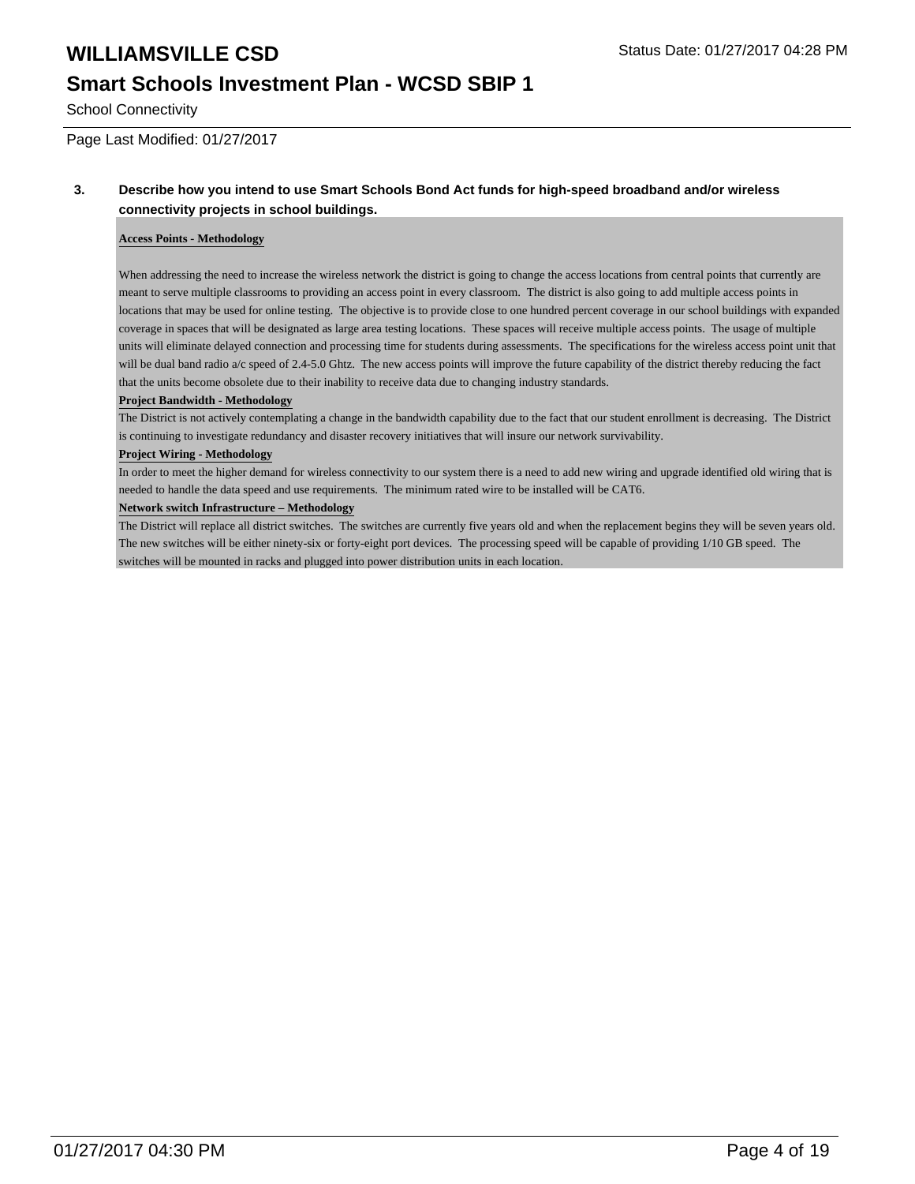# WILLIAMSVILLE CSD

## Smart Schools Investment Plan - WCSD SBIP 1

School Connectivity

Page Last Modified: 01/27/2017

**3. Describe how you intend to use Smart Schools Bond Act funds for high-speed broadband and/or wireless connectivity projects in school buildings.**

**Access Points - Methodology**

When addressing the need to increase the wireless network the district is going to change the access locations from central points that currently are meant to serve multiple classrooms to providing an access point in every classroom. The district is also going to add multiple access points in locations that may be used for online testing. The objective is to provide close to one hundred percent coverage in our school buildings with expanded coverage in spaces that will be designated as large area testing locations. These spaces will receive multiple access points. The usage of multiple units will eliminate delayed connection and processing time for students during assessments. The specifications for the wireless access point unit that will be dual band radio a/c speed of 2.4-5.0 Ghtz. The new access points will improve the future capability of the district thereby reducing the fact that the units become obsolete due to their inability to receive data due to changing industry standards.

**Project Bandwidth - Methodology**

The District is not actively contemplating a change in the bandwidth capability due to the fact that our student enrollment is decreasing. The District is continuing to investigate redundancy and disaster recovery initiatives that will insure our network survivability.

**Project Wiring - Methodology**

In order to meet the higher demand for wireless connectivity to our system there is a need to add new wiring and upgrade identified old wiring that is needed to handle the data speed and use requirements. The minimum rated wire to be installed will be CAT6.

**Network switch Infrastructure – Methodology**

The District will replace all district switches. The switches are currently five years old and when the replacement begins they will be seven years old. The new switches will be either ninety-six or forty-eight port devices. The processing speed will be capable of providing 1/10 GB speed. The switches will be mounted in racks and plugged into power distribution units in each location.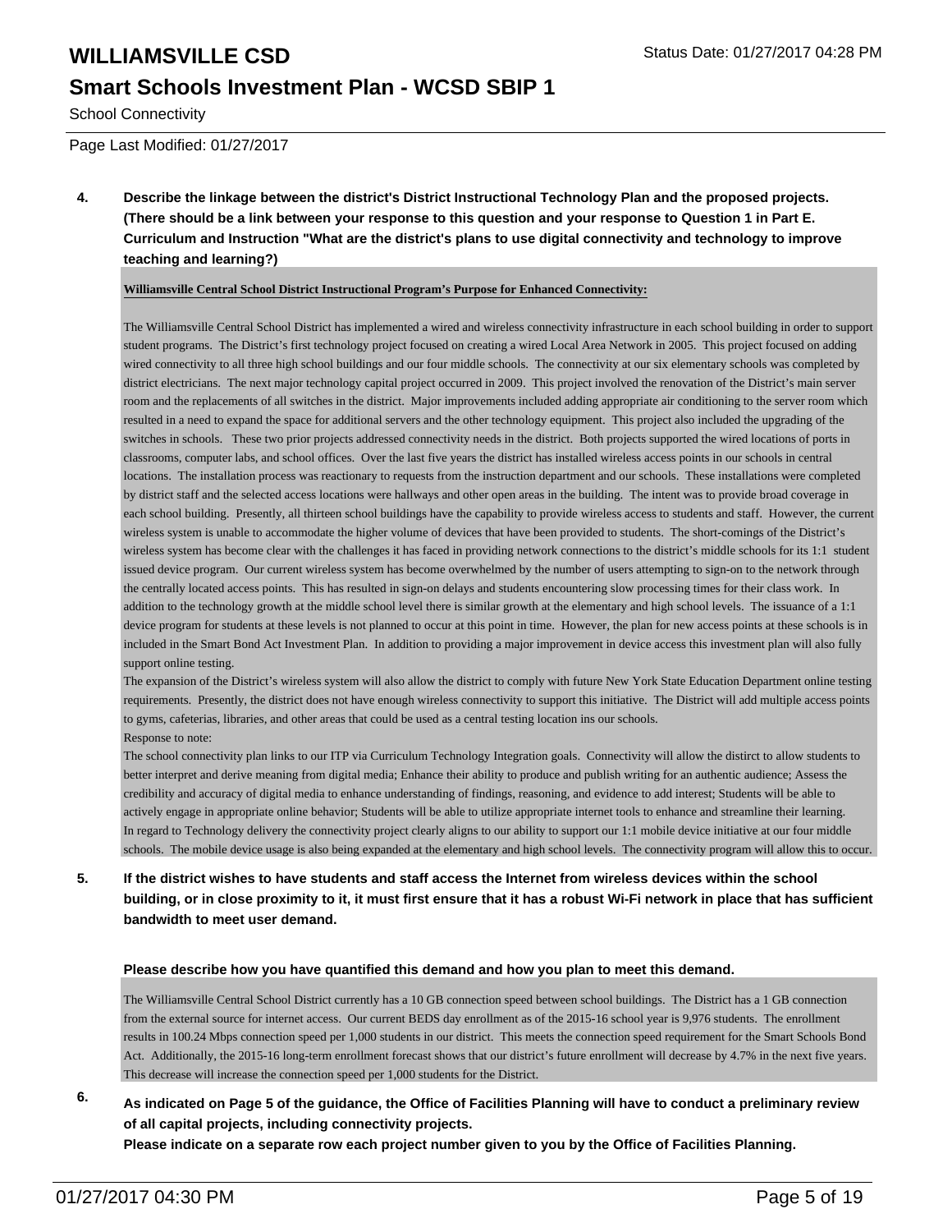School Connectivity

Page Last Modified: 01/27/2017

**4. Describe the linkage between the district's District Instructional Technology Plan and the proposed projects. (There should be a link between your response to this question and your response to Question 1 in Part E. Curriculum and Instruction "What are the district's plans to use digital connectivity and technology to improve teaching and learning?)**

**Williamsville Central School District Instructional Program's Purpose for Enhanced Connectivity:**

The Williamsville Central School District has implemented a wired and wireless connectivity infrastructure in each school building in order to support student programs. The District's first technology project focused on creating a wired Local Area Network in 2005. This project focused on adding wired connectivity to all three high school buildings and our four middle schools. The connectivity at our six elementary schools was completed by district electricians. The next major technology capital project occurred in 2009. This project involved the renovation of the District's main server room and the replacements of all switches in the district. Major improvements included adding appropriate air conditioning to the server room which resulted in a need to expand the space for additional servers and the other technology equipment. This project also included the upgrading of the switches in schools. These two prior projects addressed connectivity needs in the district. Both projects supported the wired locations of ports in classrooms, computer labs, and school offices. Over the last five years the district has installed wireless access points in our schools in central locations. The installation process was reactionary to requests from the instruction department and our schools. These installations were completed by district staff and the selected access locations were hallways and other open areas in the building. The intent was to provide broad coverage in each school building. Presently, all thirteen school buildings have the capability to provide wireless access to students and staff. However, the current wireless system is unable to accommodate the higher volume of devices that have been provided to students. The short-comings of the District's wireless system has become clear with the challenges it has faced in providing network connections to the district's middle schools for its 1:1 student issued device program. Our current wireless system has become overwhelmed by the number of users attempting to sign-on to the network through the centrally located access points. This has resulted in sign-on delays and students encountering slow processing times for their class work. In addition to the technology growth at the middle school level there is similar growth at the elementary and high school levels. The issuance of a 1:1 device program for students at these levels is not planned to occur at this point in time. However, the plan for new access points at these schools is in included in the Smart Bond Act Investment Plan. In addition to providing a major improvement in device access this investment plan will also fully support online testing.

The expansion of the District's wireless system will also allow the district to comply with future New York State Education Department online testing requirements. Presently, the district does not have enough wireless connectivity to support this initiative. The District will add multiple access points to gyms, cafeterias, libraries, and other areas that could be used as a central testing location ins our schools.

Response to note:

The school connectivity plan links to our ITP via Curriculum Technology Integration goals. Connectivity will allow the distirct to allow students to better interpret and derive meaning from digital media; Enhance their ability to produce and publish writing for an authentic audience; Assess the credibility and accuracy of digital media to enhance understanding of findings, reasoning, and evidence to add interest; Students will be able to actively engage in appropriate online behavior; Students will be able to utilize appropriate internet tools to enhance and streamline their learning.

In regard to Technology delivery the connectivity project clearly aligns to our ability to support our 1:1 mobile device initiative at our four middle schools. The mobile device usage is also being expanded at the elementary and high school levels. The connectivity program will allow this to occur.

**5. If the district wishes to have students and staff access the Internet from wireless devices within the school building, or in close proximity to it, it must first ensure that it has a robust Wi-Fi network in place that has sufficient bandwidth to meet user demand.**

**Please describe how you have quantified this demand and how you plan to meet this demand.**

The Williamsville Central School District currently has a 10 GB connection speed between school buildings. The District has a 1 GB connection from the external source for internet access. Our current BEDS day enrollment as of the 2015-16 school year is 9,976 students. The enrollment results in 100.24 Mbps connection speed per 1,000 students in our district. This meets the connection speed requirement for the Smart Schools Bond Act. Additionally, the 2015-16 long-term enrollment forecast shows that our district's future enrollment will decrease by 4.7% in the next five years. This decrease will increase the connection speed per 1,000 students for the District.

**6. As indicated on Page 5 of the guidance, the Office of Facilities Planning will have to conduct a preliminary review of all capital projects, including connectivity projects.**
**Please indicate on a separate row each project number given to you by the Office of Facilities Planning.**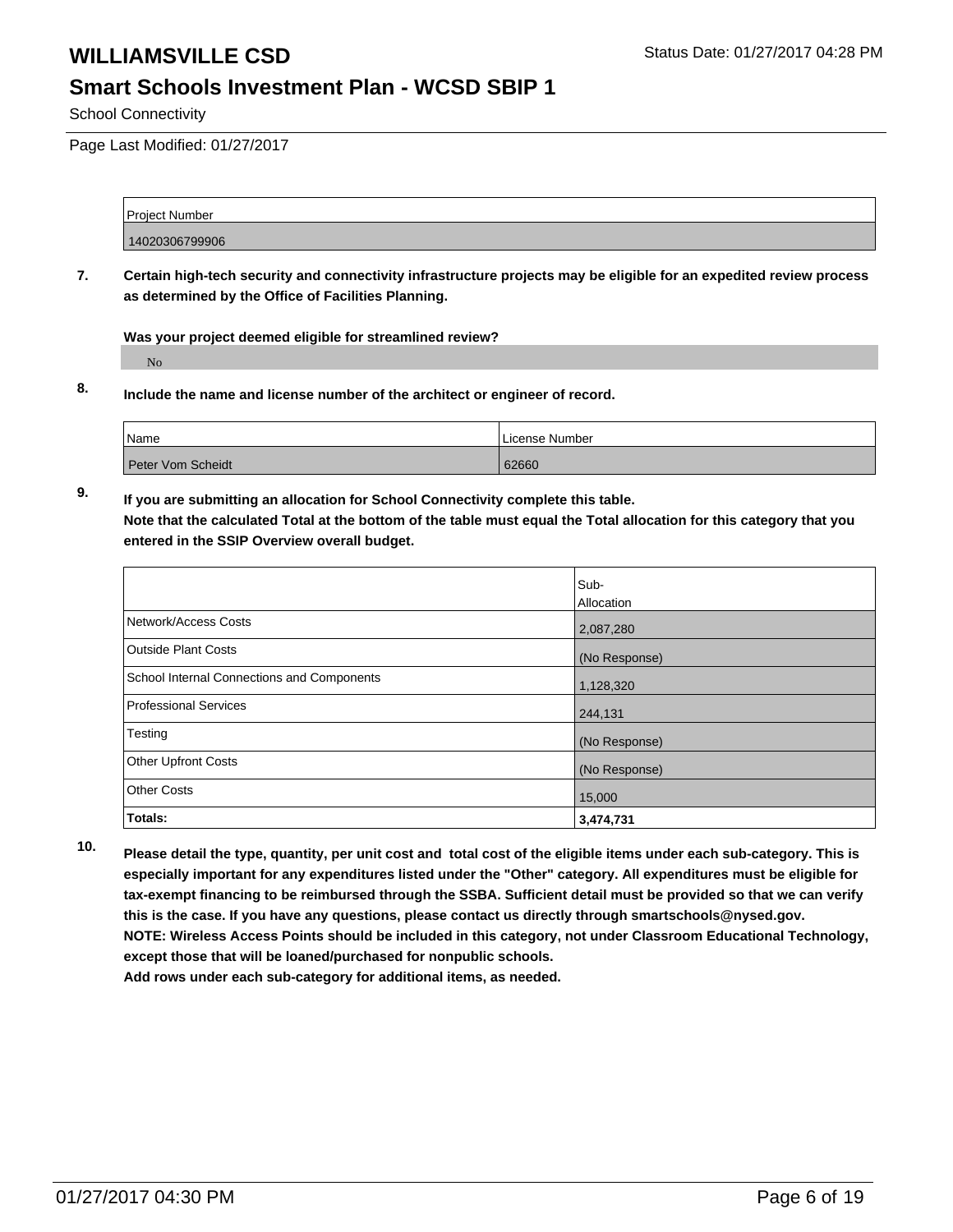# WILLIAMSVILLE CSD

Status Date: 01/27/2017 04:28 PM

## Smart Schools Investment Plan - WCSD SBIP 1

School Connectivity

Page Last Modified: 01/27/2017

| Project Number |
| --- |
| 14020306799906 |

**7. Certain high-tech security and connectivity infrastructure projects may be eligible for an expedited review process as determined by the Office of Facilities Planning.**

**Was your project deemed eligible for streamlined review?**

No

**8. Include the name and license number of the architect or engineer of record.**

| Name | License Number |
| --- | --- |
| Peter Vom Scheidt | 62660 |

**9. If you are submitting an allocation for School Connectivity complete this table.**
**Note that the calculated Total at the bottom of the table must equal the Total allocation for this category that you entered in the SSIP Overview overall budget.**

| | Sub-Allocation |
| --- | --- |
| Network/Access Costs | 2,087,280 |
| Outside Plant Costs | (No Response) |
| School Internal Connections and Components | 1,128,320 |
| Professional Services | 244,131 |
| Testing | (No Response) |
| Other Upfront Costs | (No Response) |
| Other Costs | 15,000 |
| **Totals:** | **3,474,731** |

**10. Please detail the type, quantity, per unit cost and total cost of the eligible items under each sub-category. This is especially important for any expenditures listed under the "Other" category. All expenditures must be eligible for tax-exempt financing to be reimbursed through the SSBA. Sufficient detail must be provided so that we can verify this is the case. If you have any questions, please contact us directly through smartschools@nysed.gov.**
**NOTE: Wireless Access Points should be included in this category, not under Classroom Educational Technology, except those that will be loaned/purchased for nonpublic schools.**
**Add rows under each sub-category for additional items, as needed.**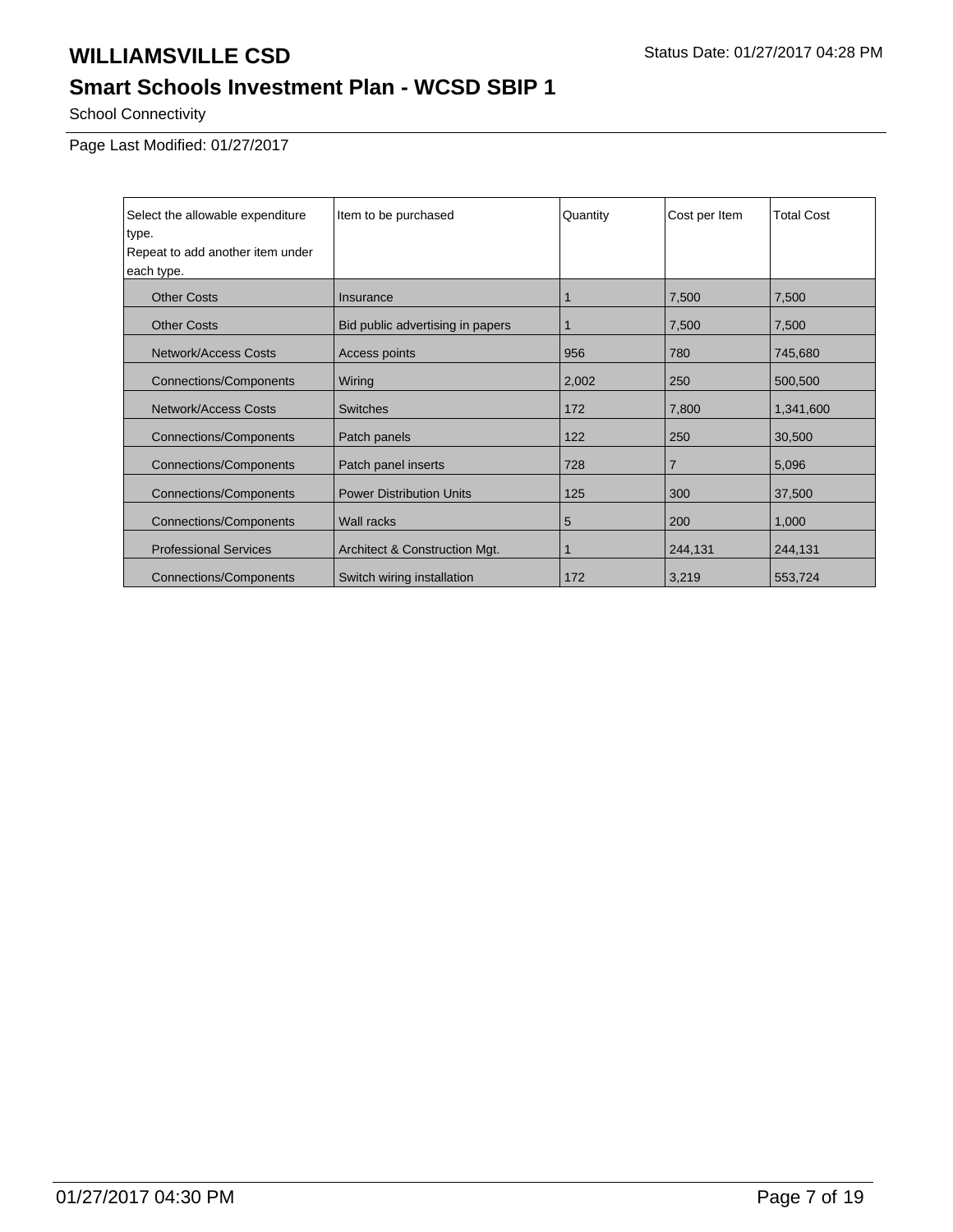# WILLIAMSVILLE CSD

Status Date: 01/27/2017 04:28 PM

## Smart Schools Investment Plan - WCSD SBIP 1

School Connectivity

Page Last Modified: 01/27/2017

| Select the allowable expenditure type.<br>Repeat to add another item under each type. | Item to be purchased | Quantity | Cost per Item | Total Cost |
|---|---|---|---|---|
| Other Costs | Insurance | 1 | 7,500 | 7,500 |
| Other Costs | Bid public advertising in papers | 1 | 7,500 | 7,500 |
| Network/Access Costs | Access points | 956 | 780 | 745,680 |
| Connections/Components | Wiring | 2,002 | 250 | 500,500 |
| Network/Access Costs | Switches | 172 | 7,800 | 1,341,600 |
| Connections/Components | Patch panels | 122 | 250 | 30,500 |
| Connections/Components | Patch panel inserts | 728 | 7 | 5,096 |
| Connections/Components | Power Distribution Units | 125 | 300 | 37,500 |
| Connections/Components | Wall racks | 5 | 200 | 1,000 |
| Professional Services | Architect & Construction Mgt. | 1 | 244,131 | 244,131 |
| Connections/Components | Switch wiring installation | 172 | 3,219 | 553,724 |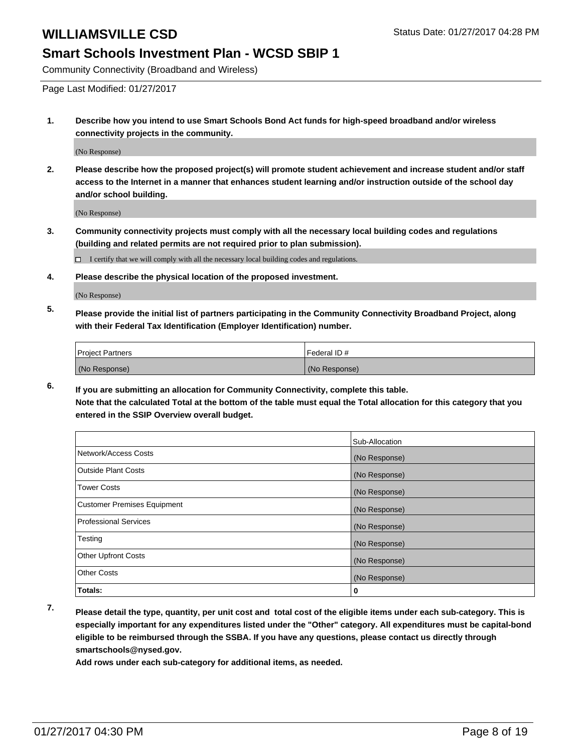# WILLIAMSVILLE CSD

Status Date: 01/27/2017 04:28 PM

## Smart Schools Investment Plan - WCSD SBIP 1

Community Connectivity (Broadband and Wireless)

Page Last Modified: 01/27/2017

**1. Describe how you intend to use Smart Schools Bond Act funds for high-speed broadband and/or wireless connectivity projects in the community.**

(No Response)

**2. Please describe how the proposed project(s) will promote student achievement and increase student and/or staff access to the Internet in a manner that enhances student learning and/or instruction outside of the school day and/or school building.**

(No Response)

**3. Community connectivity projects must comply with all the necessary local building codes and regulations (building and related permits are not required prior to plan submission).**

☐ I certify that we will comply with all the necessary local building codes and regulations.

**4. Please describe the physical location of the proposed investment.**

(No Response)

**5. Please provide the initial list of partners participating in the Community Connectivity Broadband Project, along with their Federal Tax Identification (Employer Identification) number.**

| Project Partners | Federal ID # |
|---|---|
| (No Response) | (No Response) |

**6. If you are submitting an allocation for Community Connectivity, complete this table.**
**Note that the calculated Total at the bottom of the table must equal the Total allocation for this category that you entered in the SSIP Overview overall budget.**

| | Sub-Allocation |
|---|---|
| Network/Access Costs | (No Response) |
| Outside Plant Costs | (No Response) |
| Tower Costs | (No Response) |
| Customer Premises Equipment | (No Response) |
| Professional Services | (No Response) |
| Testing | (No Response) |
| Other Upfront Costs | (No Response) |
| Other Costs | (No Response) |
| **Totals:** | **0** |

**7. Please detail the type, quantity, per unit cost and total cost of the eligible items under each sub-category. This is especially important for any expenditures listed under the "Other" category. All expenditures must be capital-bond eligible to be reimbursed through the SSBA. If you have any questions, please contact us directly through smartschools@nysed.gov.**

**Add rows under each sub-category for additional items, as needed.**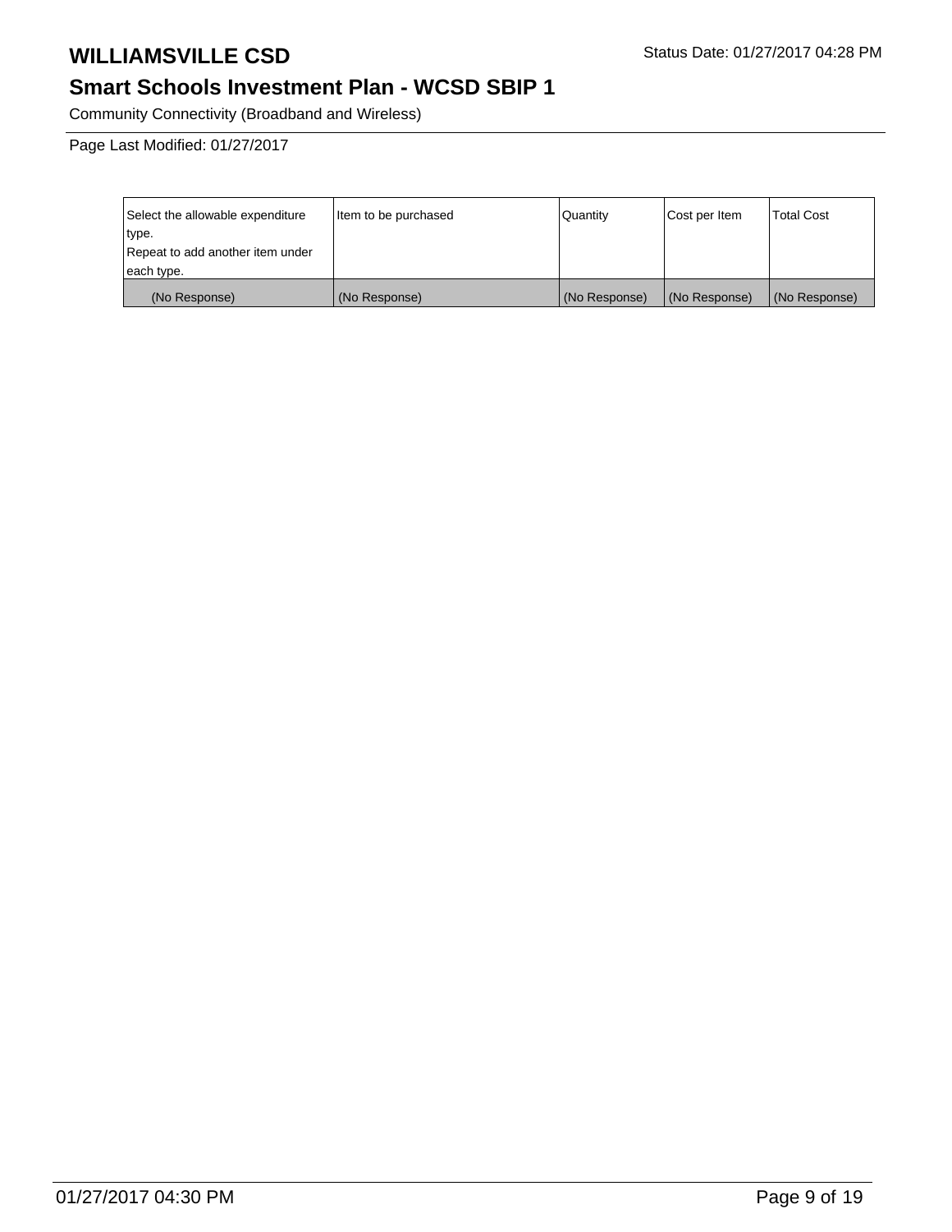Community Connectivity (Broadband and Wireless)

Page Last Modified: 01/27/2017

| Select the allowable expenditure type. Repeat to add another item under each type. | Item to be purchased | Quantity | Cost per Item | Total Cost |
| --- | --- | --- | --- | --- |
| (No Response) | (No Response) | (No Response) | (No Response) | (No Response) |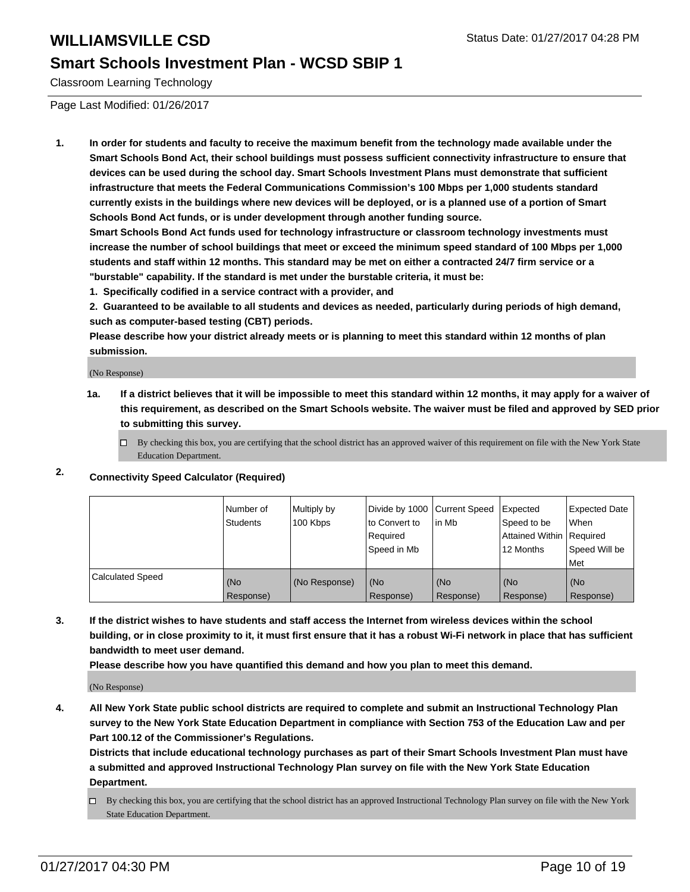# WILLIAMSVILLE CSD

Status Date: 01/27/2017 04:28 PM

## Smart Schools Investment Plan - WCSD SBIP 1

Classroom Learning Technology

Page Last Modified: 01/26/2017

1. **In order for students and faculty to receive the maximum benefit from the technology made available under the Smart Schools Bond Act, their school buildings must possess sufficient connectivity infrastructure to ensure that devices can be used during the school day. Smart Schools Investment Plans must demonstrate that sufficient infrastructure that meets the Federal Communications Commission's 100 Mbps per 1,000 students standard currently exists in the buildings where new devices will be deployed, or is a planned use of a portion of Smart Schools Bond Act funds, or is under development through another funding source.**
   **Smart Schools Bond Act funds used for technology infrastructure or classroom technology investments must increase the number of school buildings that meet or exceed the minimum speed standard of 100 Mbps per 1,000 students and staff within 12 months. This standard may be met on either a contracted 24/7 firm service or a "burstable" capability. If the standard is met under the burstable criteria, it must be:**
   **1. Specifically codified in a service contract with a provider, and**
   **2. Guaranteed to be available to all students and devices as needed, particularly during periods of high demand, such as computer-based testing (CBT) periods.**
   **Please describe how your district already meets or is planning to meet this standard within 12 months of plan submission.**

   (No Response)

   **1a. If a district believes that it will be impossible to meet this standard within 12 months, it may apply for a waiver of this requirement, as described on the Smart Schools website. The waiver must be filed and approved by SED prior to submitting this survey.**

   ☐ By checking this box, you are certifying that the school district has an approved waiver of this requirement on file with the New York State Education Department.

2. **Connectivity Speed Calculator (Required)**

| | Number of Students | Multiply by 100 Kbps | Divide by 1000 to Convert to Required Speed in Mb | Current Speed in Mb | Expected Speed to be Attained Within 12 Months | Expected Date When Required Speed Will be Met |
|---|---|---|---|---|---|---|
| Calculated Speed | (No Response) | (No Response) | (No Response) | (No Response) | (No Response) | (No Response) |

3. **If the district wishes to have students and staff access the Internet from wireless devices within the school building, or in close proximity to it, it must first ensure that it has a robust Wi-Fi network in place that has sufficient bandwidth to meet user demand.**
   **Please describe how you have quantified this demand and how you plan to meet this demand.**

   (No Response)

4. **All New York State public school districts are required to complete and submit an Instructional Technology Plan survey to the New York State Education Department in compliance with Section 753 of the Education Law and per Part 100.12 of the Commissioner's Regulations.**
   **Districts that include educational technology purchases as part of their Smart Schools Investment Plan must have a submitted and approved Instructional Technology Plan survey on file with the New York State Education Department.**

   ☐ By checking this box, you are certifying that the school district has an approved Instructional Technology Plan survey on file with the New York State Education Department.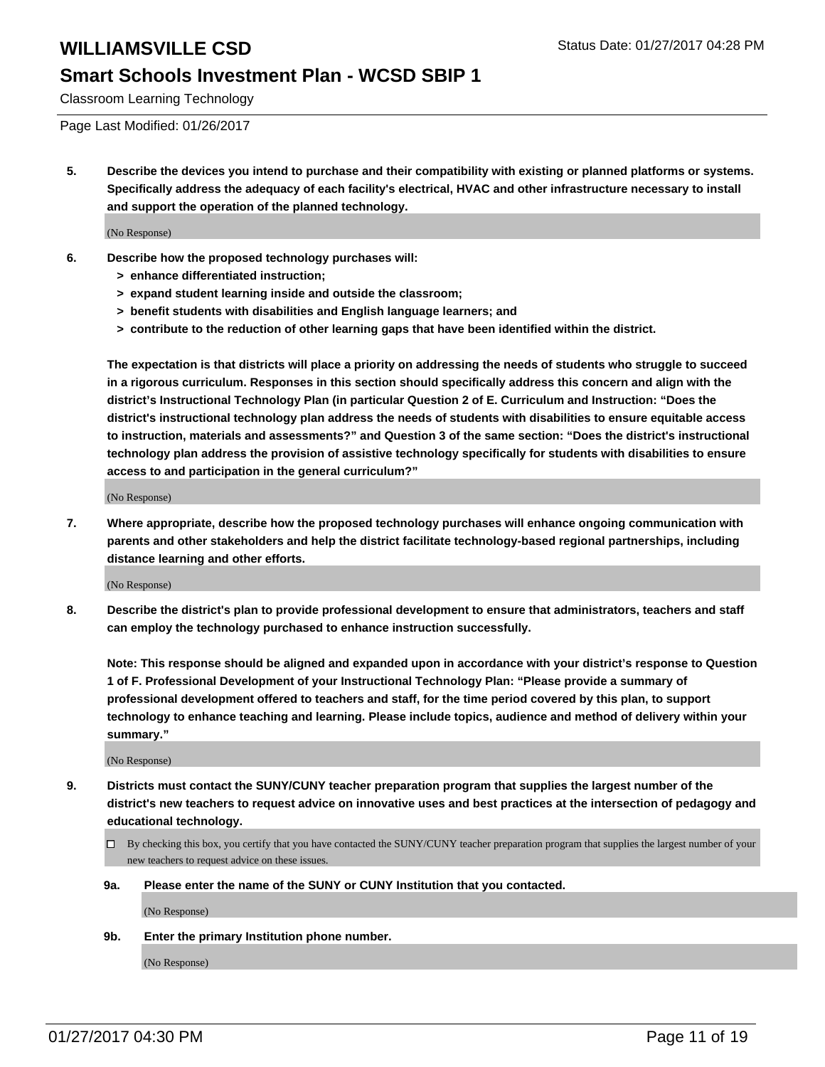Page Last Modified: 01/26/2017

**5. Describe the devices you intend to purchase and their compatibility with existing or planned platforms or systems. Specifically address the adequacy of each facility's electrical, HVAC and other infrastructure necessary to install and support the operation of the planned technology.**

(No Response)

**6. Describe how the proposed technology purchases will:**

- **> enhance differentiated instruction;**
- **> expand student learning inside and outside the classroom;**
- **> benefit students with disabilities and English language learners; and**
- **> contribute to the reduction of other learning gaps that have been identified within the district.**

**The expectation is that districts will place a priority on addressing the needs of students who struggle to succeed in a rigorous curriculum. Responses in this section should specifically address this concern and align with the district's Instructional Technology Plan (in particular Question 2 of E. Curriculum and Instruction: "Does the district's instructional technology plan address the needs of students with disabilities to ensure equitable access to instruction, materials and assessments?" and Question 3 of the same section: "Does the district's instructional technology plan address the provision of assistive technology specifically for students with disabilities to ensure access to and participation in the general curriculum?"**

(No Response)

**7. Where appropriate, describe how the proposed technology purchases will enhance ongoing communication with parents and other stakeholders and help the district facilitate technology-based regional partnerships, including distance learning and other efforts.**

(No Response)

**8. Describe the district's plan to provide professional development to ensure that administrators, teachers and staff can employ the technology purchased to enhance instruction successfully.**

**Note: This response should be aligned and expanded upon in accordance with your district's response to Question 1 of F. Professional Development of your Instructional Technology Plan: "Please provide a summary of professional development offered to teachers and staff, for the time period covered by this plan, to support technology to enhance teaching and learning. Please include topics, audience and method of delivery within your summary."**

(No Response)

**9. Districts must contact the SUNY/CUNY teacher preparation program that supplies the largest number of the district's new teachers to request advice on innovative uses and best practices at the intersection of pedagogy and educational technology.**

☐ By checking this box, you certify that you have contacted the SUNY/CUNY teacher preparation program that supplies the largest number of your new teachers to request advice on these issues.

**9a. Please enter the name of the SUNY or CUNY Institution that you contacted.**

(No Response)

**9b. Enter the primary Institution phone number.**

(No Response)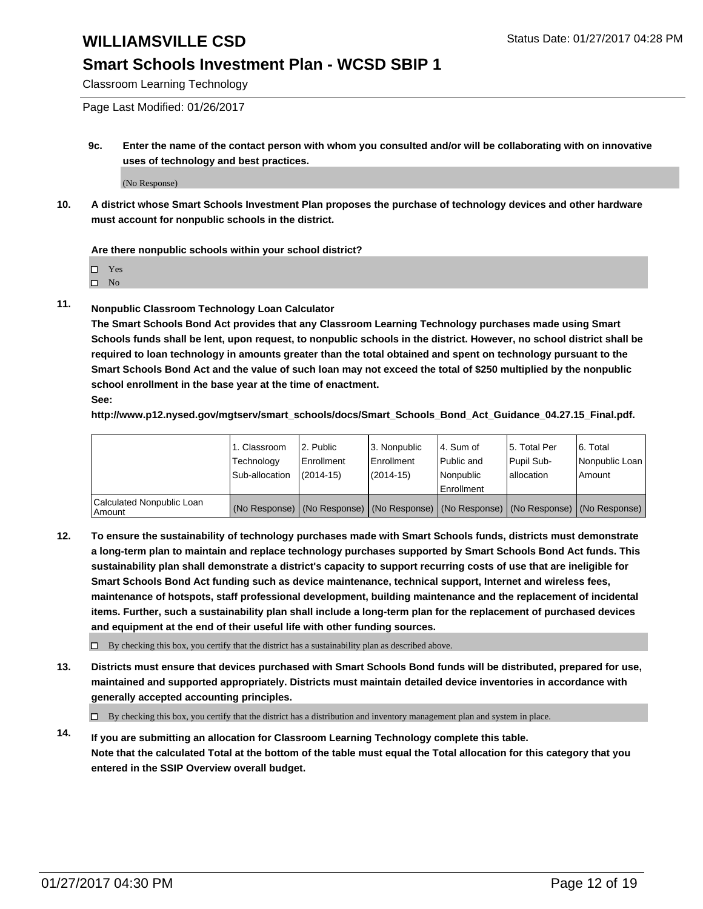# WILLIAMSVILLE CSD

## Smart Schools Investment Plan - WCSD SBIP 1

Classroom Learning Technology

Page Last Modified: 01/26/2017

**9c. Enter the name of the contact person with whom you consulted and/or will be collaborating with on innovative uses of technology and best practices.**

(No Response)

**10. A district whose Smart Schools Investment Plan proposes the purchase of technology devices and other hardware must account for nonpublic schools in the district.**

**Are there nonpublic schools within your school district?**

- ☐ Yes
- ☐ No

**11. Nonpublic Classroom Technology Loan Calculator**

**The Smart Schools Bond Act provides that any Classroom Learning Technology purchases made using Smart Schools funds shall be lent, upon request, to nonpublic schools in the district. However, no school district shall be required to loan technology in amounts greater than the total obtained and spent on technology pursuant to the Smart Schools Bond Act and the value of such loan may not exceed the total of $250 multiplied by the nonpublic school enrollment in the base year at the time of enactment.**

**See:**

**http://www.p12.nysed.gov/mgtserv/smart_schools/docs/Smart_Schools_Bond_Act_Guidance_04.27.15_Final.pdf.**

| | 1. Classroom Technology Sub-allocation | 2. Public Enrollment (2014-15) | 3. Nonpublic Enrollment (2014-15) | 4. Sum of Public and Nonpublic Enrollment | 5. Total Per Pupil Sub-allocation | 6. Total Nonpublic Loan Amount |
|---|---|---|---|---|---|---|
| Calculated Nonpublic Loan Amount | (No Response) | (No Response) | (No Response) | (No Response) | (No Response) | (No Response) |

**12. To ensure the sustainability of technology purchases made with Smart Schools funds, districts must demonstrate a long-term plan to maintain and replace technology purchases supported by Smart Schools Bond Act funds. This sustainability plan shall demonstrate a district's capacity to support recurring costs of use that are ineligible for Smart Schools Bond Act funding such as device maintenance, technical support, Internet and wireless fees, maintenance of hotspots, staff professional development, building maintenance and the replacement of incidental items. Further, such a sustainability plan shall include a long-term plan for the replacement of purchased devices and equipment at the end of their useful life with other funding sources.**

☐ By checking this box, you certify that the district has a sustainability plan as described above.

**13. Districts must ensure that devices purchased with Smart Schools Bond funds will be distributed, prepared for use, maintained and supported appropriately. Districts must maintain detailed device inventories in accordance with generally accepted accounting principles.**

☐ By checking this box, you certify that the district has a distribution and inventory management plan and system in place.

**14. If you are submitting an allocation for Classroom Learning Technology complete this table. Note that the calculated Total at the bottom of the table must equal the Total allocation for this category that you entered in the SSIP Overview overall budget.**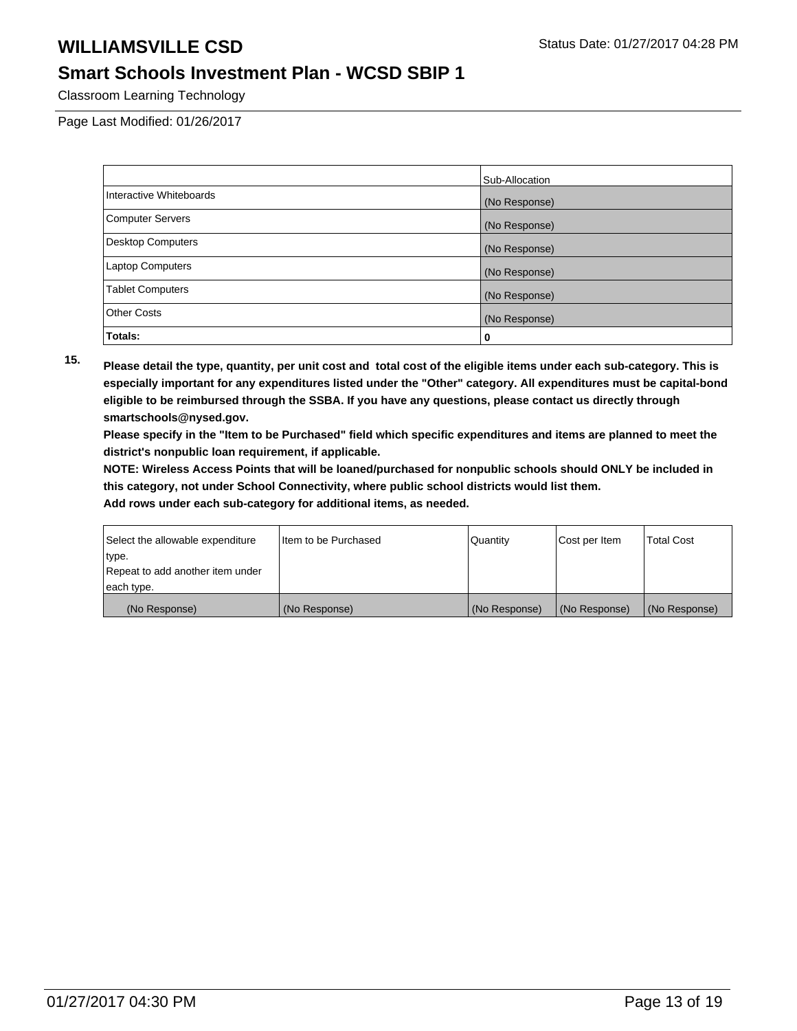# WILLIAMSVILLE CSD

Status Date: 01/27/2017 04:28 PM

## Smart Schools Investment Plan - WCSD SBIP 1

Classroom Learning Technology

Page Last Modified: 01/26/2017

| | Sub-Allocation |
|---|---|
| Interactive Whiteboards | (No Response) |
| Computer Servers | (No Response) |
| Desktop Computers | (No Response) |
| Laptop Computers | (No Response) |
| Tablet Computers | (No Response) |
| Other Costs | (No Response) |
| **Totals:** | **0** |

**15. Please detail the type, quantity, per unit cost and total cost of the eligible items under each sub-category. This is especially important for any expenditures listed under the "Other" category. All expenditures must be capital-bond eligible to be reimbursed through the SSBA. If you have any questions, please contact us directly through smartschools@nysed.gov.**

**Please specify in the "Item to be Purchased" field which specific expenditures and items are planned to meet the district's nonpublic loan requirement, if applicable.**

**NOTE: Wireless Access Points that will be loaned/purchased for nonpublic schools should ONLY be included in this category, not under School Connectivity, where public school districts would list them.**

**Add rows under each sub-category for additional items, as needed.**

| Select the allowable expenditure type. Repeat to add another item under each type. | Item to be Purchased | Quantity | Cost per Item | Total Cost |
|---|---|---|---|---|
| (No Response) | (No Response) | (No Response) | (No Response) | (No Response) |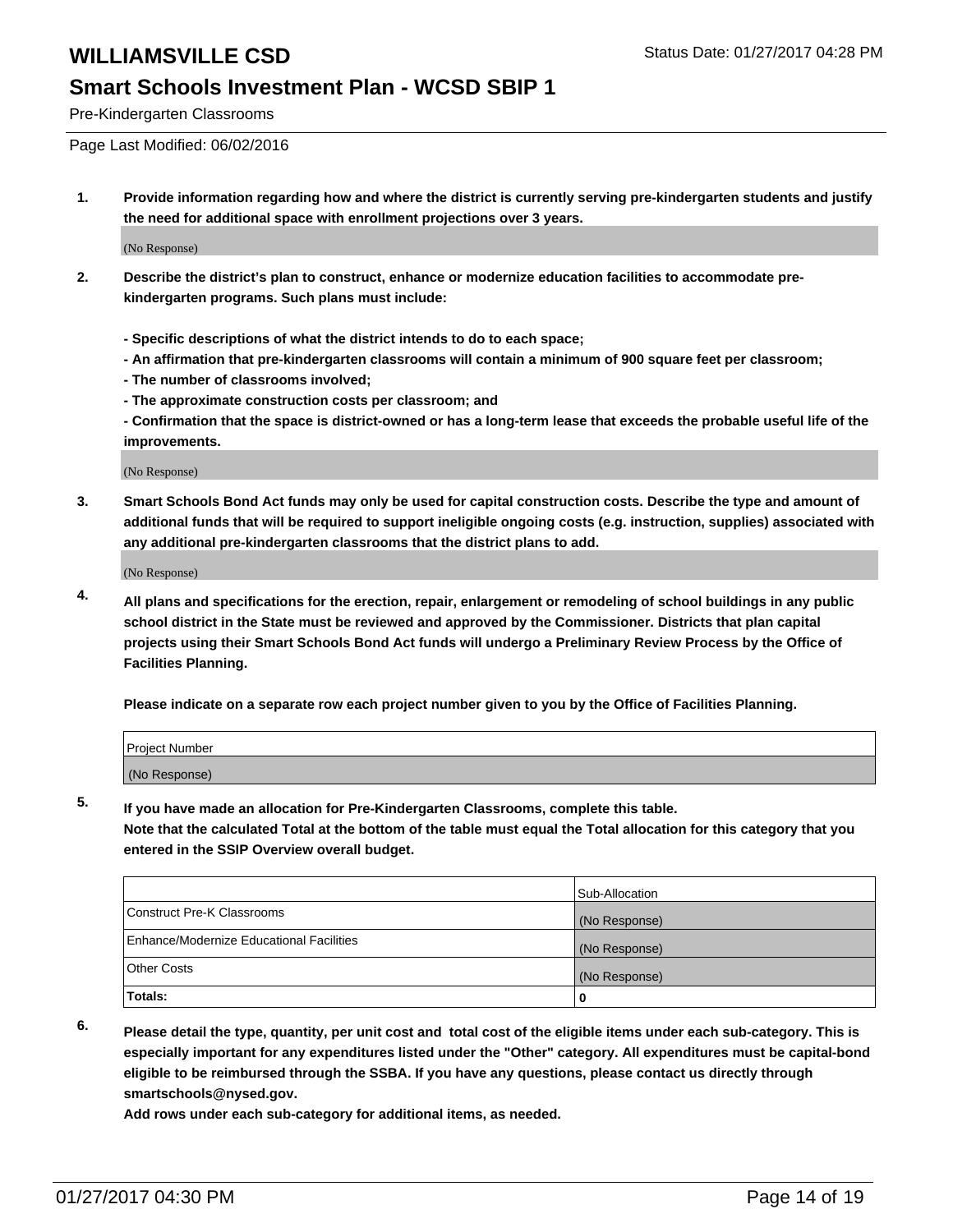# WILLIAMSVILLE CSD

Status Date: 01/27/2017 04:28 PM

## Smart Schools Investment Plan - WCSD SBIP 1

Pre-Kindergarten Classrooms

Page Last Modified: 06/02/2016

**1. Provide information regarding how and where the district is currently serving pre-kindergarten students and justify the need for additional space with enrollment projections over 3 years.**

(No Response)

**2. Describe the district's plan to construct, enhance or modernize education facilities to accommodate pre-kindergarten programs. Such plans must include:**

**- Specific descriptions of what the district intends to do to each space;**
**- An affirmation that pre-kindergarten classrooms will contain a minimum of 900 square feet per classroom;**
**- The number of classrooms involved;**
**- The approximate construction costs per classroom; and**
**- Confirmation that the space is district-owned or has a long-term lease that exceeds the probable useful life of the improvements.**

(No Response)

**3. Smart Schools Bond Act funds may only be used for capital construction costs. Describe the type and amount of additional funds that will be required to support ineligible ongoing costs (e.g. instruction, supplies) associated with any additional pre-kindergarten classrooms that the district plans to add.**

(No Response)

**4. All plans and specifications for the erection, repair, enlargement or remodeling of school buildings in any public school district in the State must be reviewed and approved by the Commissioner. Districts that plan capital projects using their Smart Schools Bond Act funds will undergo a Preliminary Review Process by the Office of Facilities Planning.**

**Please indicate on a separate row each project number given to you by the Office of Facilities Planning.**

| Project Number |
| --- |
| (No Response) |

**5. If you have made an allocation for Pre-Kindergarten Classrooms, complete this table.**
**Note that the calculated Total at the bottom of the table must equal the Total allocation for this category that you entered in the SSIP Overview overall budget.**

| | Sub-Allocation |
| --- | --- |
| Construct Pre-K Classrooms | (No Response) |
| Enhance/Modernize Educational Facilities | (No Response) |
| Other Costs | (No Response) |
| **Totals:** | **0** |

**6. Please detail the type, quantity, per unit cost and total cost of the eligible items under each sub-category. This is especially important for any expenditures listed under the "Other" category. All expenditures must be capital-bond eligible to be reimbursed through the SSBA. If you have any questions, please contact us directly through smartschools@nysed.gov.**
**Add rows under each sub-category for additional items, as needed.**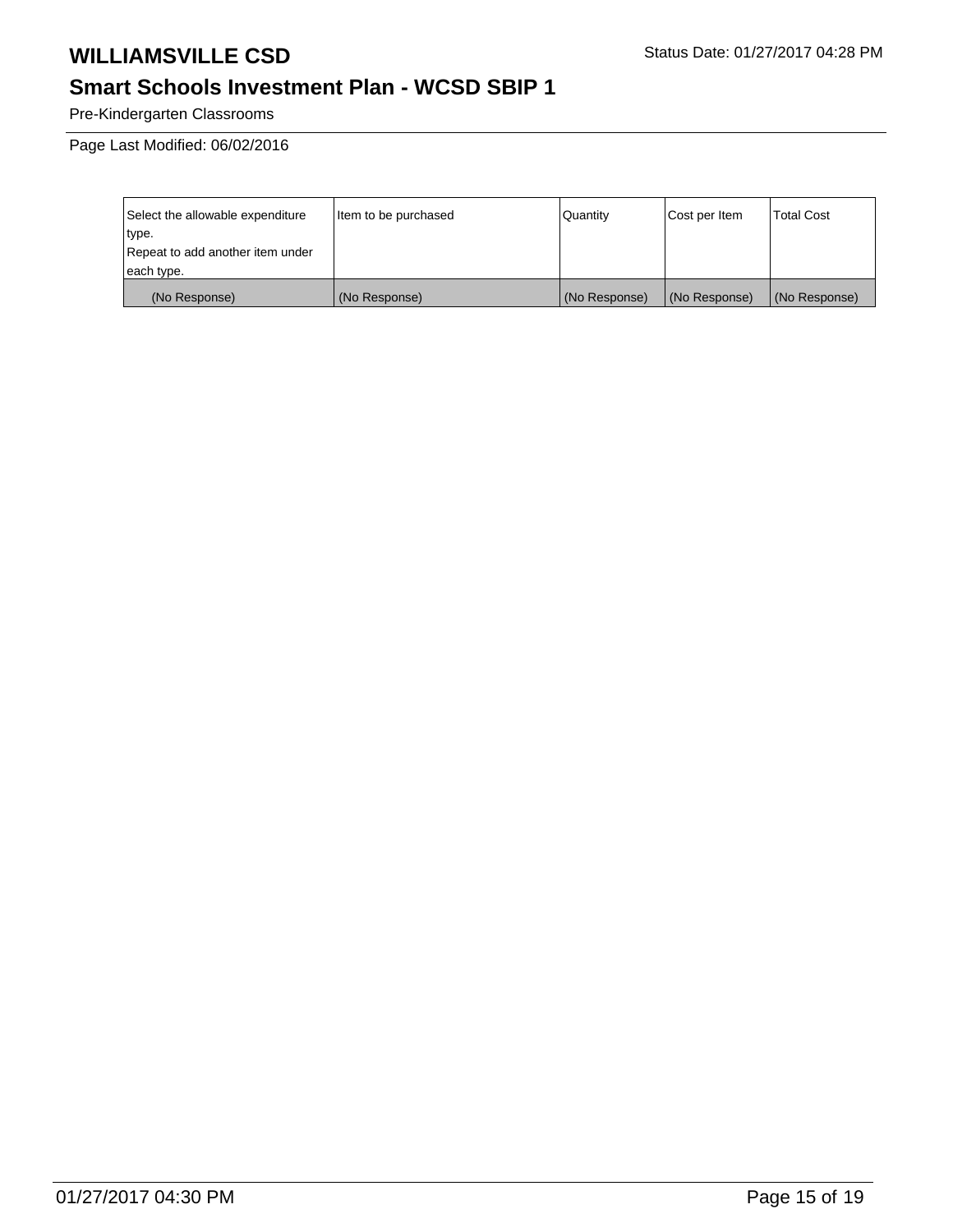# WILLIAMSVILLE CSD

Status Date: 01/27/2017 04:28 PM

## Smart Schools Investment Plan - WCSD SBIP 1

Pre-Kindergarten Classrooms

Page Last Modified: 06/02/2016

| Select the allowable expenditure type. Repeat to add another item under each type. | Item to be purchased | Quantity | Cost per Item | Total Cost |
|---|---|---|---|---|
| (No Response) | (No Response) | (No Response) | (No Response) | (No Response) |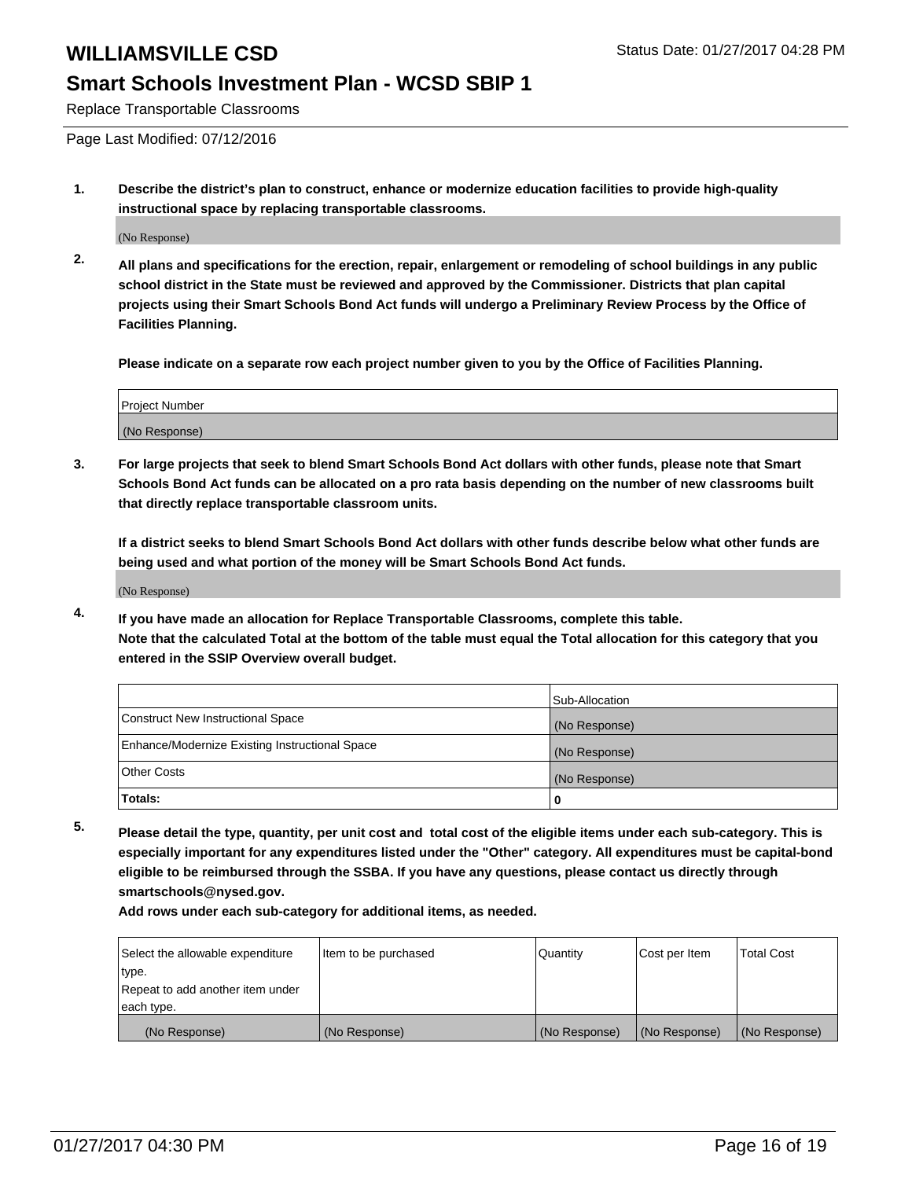# WILLIAMSVILLE CSD

Status Date: 01/27/2017 04:28 PM

## Smart Schools Investment Plan - WCSD SBIP 1

Replace Transportable Classrooms

Page Last Modified: 07/12/2016

**1. Describe the district's plan to construct, enhance or modernize education facilities to provide high-quality instructional space by replacing transportable classrooms.**

(No Response)

**2. All plans and specifications for the erection, repair, enlargement or remodeling of school buildings in any public school district in the State must be reviewed and approved by the Commissioner. Districts that plan capital projects using their Smart Schools Bond Act funds will undergo a Preliminary Review Process by the Office of Facilities Planning.**

**Please indicate on a separate row each project number given to you by the Office of Facilities Planning.**

| Project Number |
| --- |
| (No Response) |

**3. For large projects that seek to blend Smart Schools Bond Act dollars with other funds, please note that Smart Schools Bond Act funds can be allocated on a pro rata basis depending on the number of new classrooms built that directly replace transportable classroom units.**

**If a district seeks to blend Smart Schools Bond Act dollars with other funds describe below what other funds are being used and what portion of the money will be Smart Schools Bond Act funds.**

(No Response)

**4. If you have made an allocation for Replace Transportable Classrooms, complete this table. Note that the calculated Total at the bottom of the table must equal the Total allocation for this category that you entered in the SSIP Overview overall budget.**

| | Sub-Allocation |
| --- | --- |
| Construct New Instructional Space | (No Response) |
| Enhance/Modernize Existing Instructional Space | (No Response) |
| Other Costs | (No Response) |
| **Totals:** | **0** |

**5. Please detail the type, quantity, per unit cost and total cost of the eligible items under each sub-category. This is especially important for any expenditures listed under the "Other" category. All expenditures must be capital-bond eligible to be reimbursed through the SSBA. If you have any questions, please contact us directly through smartschools@nysed.gov.**

**Add rows under each sub-category for additional items, as needed.**

| Select the allowable expenditure type. Repeat to add another item under each type. | Item to be purchased | Quantity | Cost per Item | Total Cost |
| --- | --- | --- | --- | --- |
| (No Response) | (No Response) | (No Response) | (No Response) | (No Response) |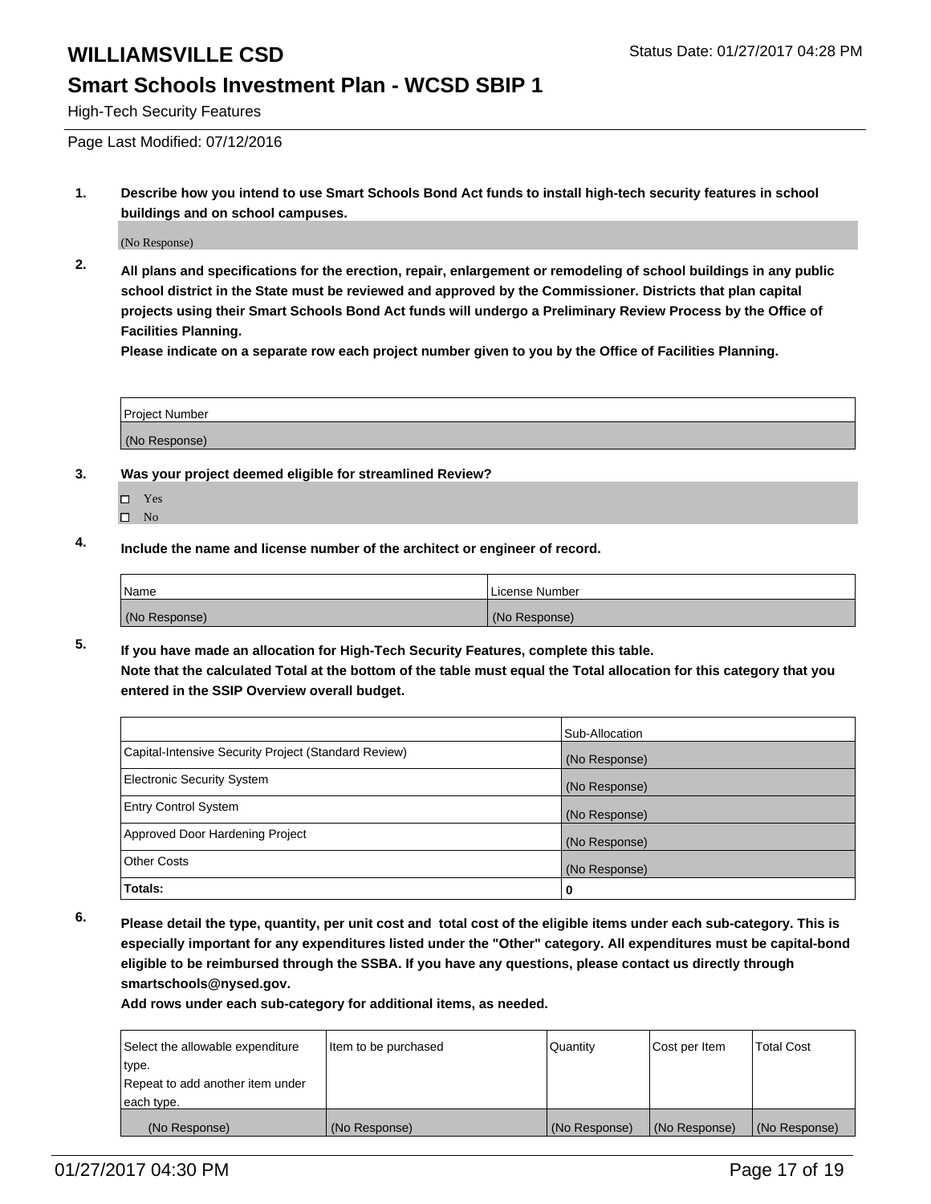# WILLIAMSVILLE CSD

## Smart Schools Investment Plan - WCSD SBIP 1

High-Tech Security Features

Status Date: 01/27/2017 04:28 PM

Page Last Modified: 07/12/2016

**1. Describe how you intend to use Smart Schools Bond Act funds to install high-tech security features in school buildings and on school campuses.**

(No Response)

**2. All plans and specifications for the erection, repair, enlargement or remodeling of school buildings in any public school district in the State must be reviewed and approved by the Commissioner. Districts that plan capital projects using their Smart Schools Bond Act funds will undergo a Preliminary Review Process by the Office of Facilities Planning.**

**Please indicate on a separate row each project number given to you by the Office of Facilities Planning.**

| Project Number |
|---|
| (No Response) |

**3. Was your project deemed eligible for streamlined Review?**

- ☐ Yes
- ☐ No

**4. Include the name and license number of the architect or engineer of record.**

| Name | License Number |
|---|---|
| (No Response) | (No Response) |

**5. If you have made an allocation for High-Tech Security Features, complete this table.**
**Note that the calculated Total at the bottom of the table must equal the Total allocation for this category that you entered in the SSIP Overview overall budget.**

| | Sub-Allocation |
|---|---|
| Capital-Intensive Security Project (Standard Review) | (No Response) |
| Electronic Security System | (No Response) |
| Entry Control System | (No Response) |
| Approved Door Hardening Project | (No Response) |
| Other Costs | (No Response) |
| **Totals:** | **0** |

**6. Please detail the type, quantity, per unit cost and total cost of the eligible items under each sub-category. This is especially important for any expenditures listed under the "Other" category. All expenditures must be capital-bond eligible to be reimbursed through the SSBA. If you have any questions, please contact us directly through smartschools@nysed.gov.**

**Add rows under each sub-category for additional items, as needed.**

| Select the allowable expenditure type. Repeat to add another item under each type. | Item to be purchased | Quantity | Cost per Item | Total Cost |
|---|---|---|---|---|
| (No Response) | (No Response) | (No Response) | (No Response) | (No Response) |